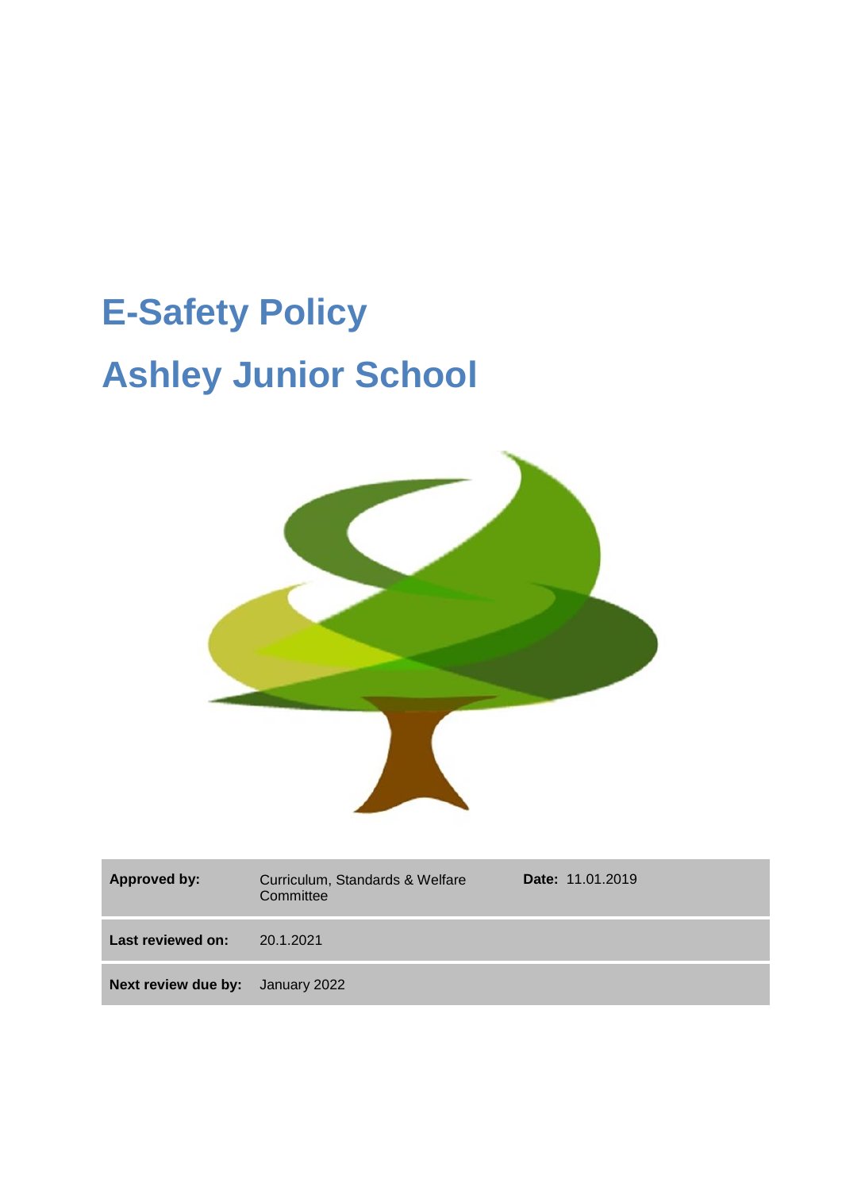# E-Safety Policy

# Ashley Junior School

| **Approved by:** | Curriculum, Standards & Welfare Committee | **Date:** 11.01.2019 |
| --- | --- | --- |
| **Last reviewed on:** | 20.1.2021 | |
| **Next review due by:** | January 2022 | |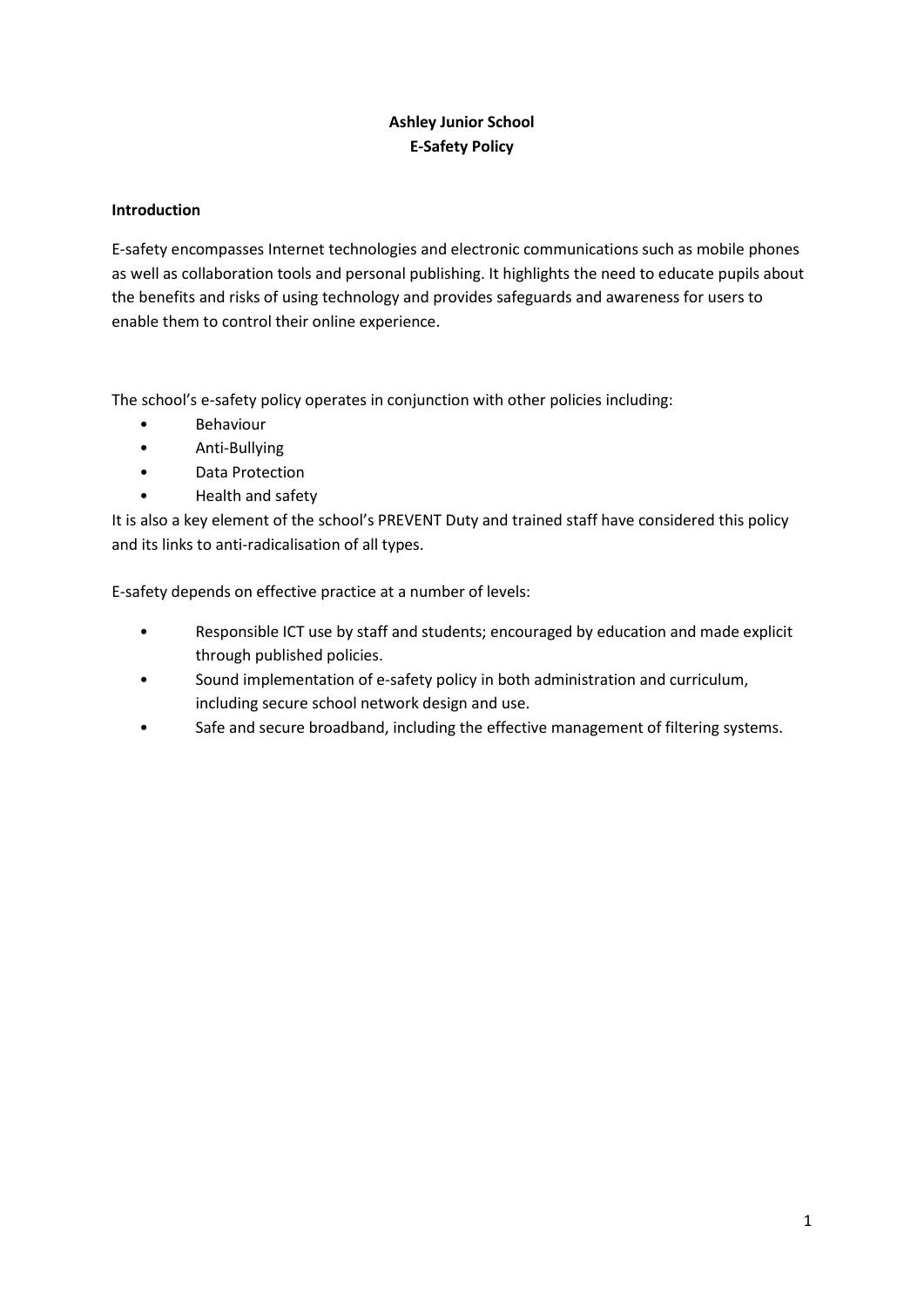**Ashley Junior School**
**E-Safety Policy**

**Introduction**

E-safety encompasses Internet technologies and electronic communications such as mobile phones as well as collaboration tools and personal publishing. It highlights the need to educate pupils about the benefits and risks of using technology and provides safeguards and awareness for users to enable them to control their online experience.

The school's e-safety policy operates in conjunction with other policies including:

- Behaviour
- Anti-Bullying
- Data Protection
- Health and safety

It is also a key element of the school's PREVENT Duty and trained staff have considered this policy and its links to anti-radicalisation of all types.

E-safety depends on effective practice at a number of levels:

- Responsible ICT use by staff and students; encouraged by education and made explicit through published policies.
- Sound implementation of e-safety policy in both administration and curriculum, including secure school network design and use.
- Safe and secure broadband, including the effective management of filtering systems.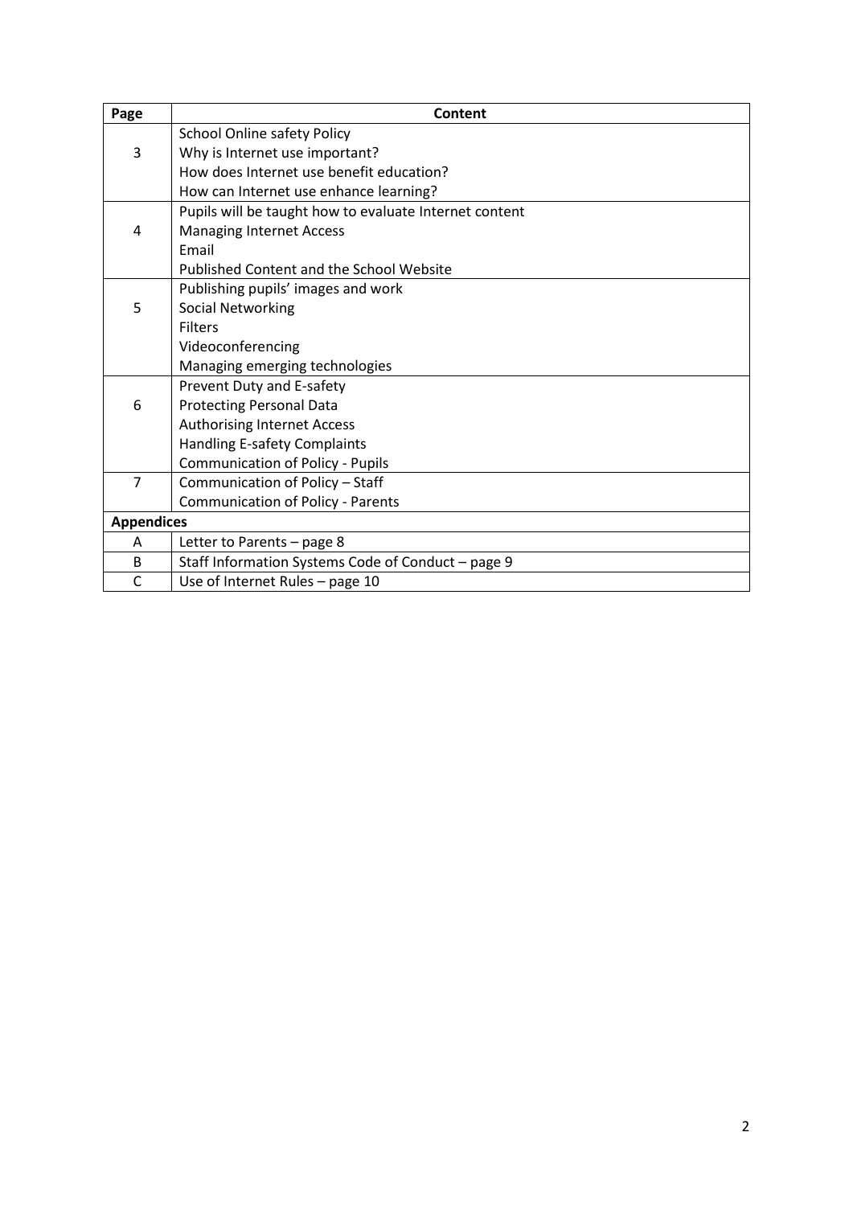| Page | Content |
|---|---|
| 3 | School Online safety Policy<br>Why is Internet use important?<br>How does Internet use benefit education?<br>How can Internet use enhance learning? |
| 4 | Pupils will be taught how to evaluate Internet content<br>Managing Internet Access<br>Email<br>Published Content and the School Website |
| 5 | Publishing pupils' images and work<br>Social Networking<br>Filters<br>Videoconferencing<br>Managing emerging technologies |
| 6 | Prevent Duty and E-safety<br>Protecting Personal Data<br>Authorising Internet Access<br>Handling E-safety Complaints<br>Communication of Policy - Pupils |
| 7 | Communication of Policy – Staff<br>Communication of Policy - Parents |
| **Appendices** | |
| A | Letter to Parents – page 8 |
| B | Staff Information Systems Code of Conduct – page 9 |
| C | Use of Internet Rules – page 10 |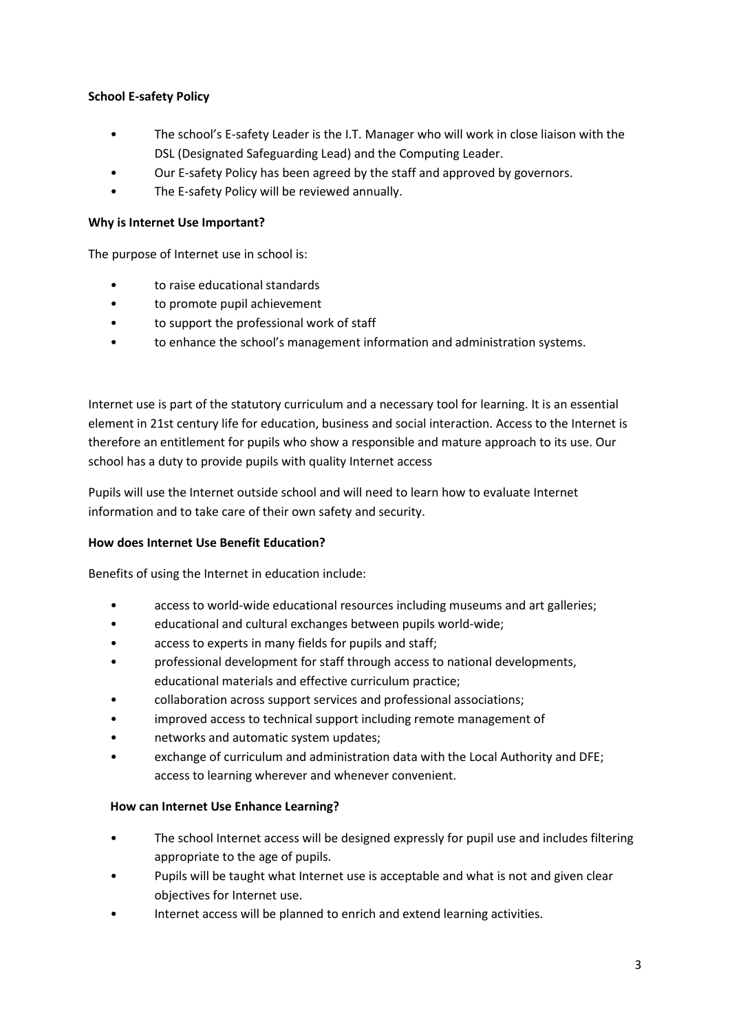**School E-safety Policy**

- The school's E-safety Leader is the I.T. Manager who will work in close liaison with the DSL (Designated Safeguarding Lead) and the Computing Leader.
- Our E-safety Policy has been agreed by the staff and approved by governors.
- The E-safety Policy will be reviewed annually.

**Why is Internet Use Important?**

The purpose of Internet use in school is:

- to raise educational standards
- to promote pupil achievement
- to support the professional work of staff
- to enhance the school's management information and administration systems.

Internet use is part of the statutory curriculum and a necessary tool for learning. It is an essential element in 21st century life for education, business and social interaction. Access to the Internet is therefore an entitlement for pupils who show a responsible and mature approach to its use. Our school has a duty to provide pupils with quality Internet access

Pupils will use the Internet outside school and will need to learn how to evaluate Internet information and to take care of their own safety and security.

**How does Internet Use Benefit Education?**

Benefits of using the Internet in education include:

- access to world-wide educational resources including museums and art galleries;
- educational and cultural exchanges between pupils world-wide;
- access to experts in many fields for pupils and staff;
- professional development for staff through access to national developments, educational materials and effective curriculum practice;
- collaboration across support services and professional associations;
- improved access to technical support including remote management of
- networks and automatic system updates;
- exchange of curriculum and administration data with the Local Authority and DFE; access to learning wherever and whenever convenient.

**How can Internet Use Enhance Learning?**

- The school Internet access will be designed expressly for pupil use and includes filtering appropriate to the age of pupils.
- Pupils will be taught what Internet use is acceptable and what is not and given clear objectives for Internet use.
- Internet access will be planned to enrich and extend learning activities.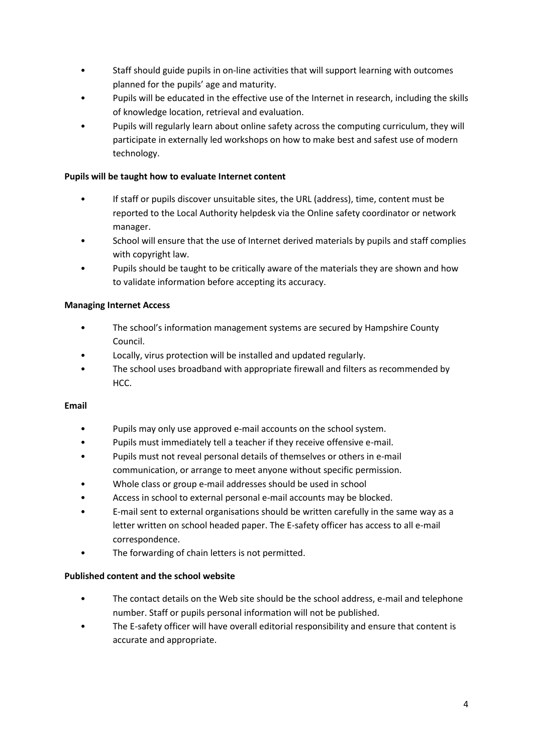- Staff should guide pupils in on-line activities that will support learning with outcomes planned for the pupils' age and maturity.
- Pupils will be educated in the effective use of the Internet in research, including the skills of knowledge location, retrieval and evaluation.
- Pupils will regularly learn about online safety across the computing curriculum, they will participate in externally led workshops on how to make best and safest use of modern technology.

**Pupils will be taught how to evaluate Internet content**

- If staff or pupils discover unsuitable sites, the URL (address), time, content must be reported to the Local Authority helpdesk via the Online safety coordinator or network manager.
- School will ensure that the use of Internet derived materials by pupils and staff complies with copyright law.
- Pupils should be taught to be critically aware of the materials they are shown and how to validate information before accepting its accuracy.

**Managing Internet Access**

- The school's information management systems are secured by Hampshire County Council.
- Locally, virus protection will be installed and updated regularly.
- The school uses broadband with appropriate firewall and filters as recommended by HCC.

**Email**

- Pupils may only use approved e-mail accounts on the school system.
- Pupils must immediately tell a teacher if they receive offensive e-mail.
- Pupils must not reveal personal details of themselves or others in e-mail communication, or arrange to meet anyone without specific permission.
- Whole class or group e-mail addresses should be used in school
- Access in school to external personal e-mail accounts may be blocked.
- E-mail sent to external organisations should be written carefully in the same way as a letter written on school headed paper. The E-safety officer has access to all e-mail correspondence.
- The forwarding of chain letters is not permitted.

**Published content and the school website**

- The contact details on the Web site should be the school address, e-mail and telephone number. Staff or pupils personal information will not be published.
- The E-safety officer will have overall editorial responsibility and ensure that content is accurate and appropriate.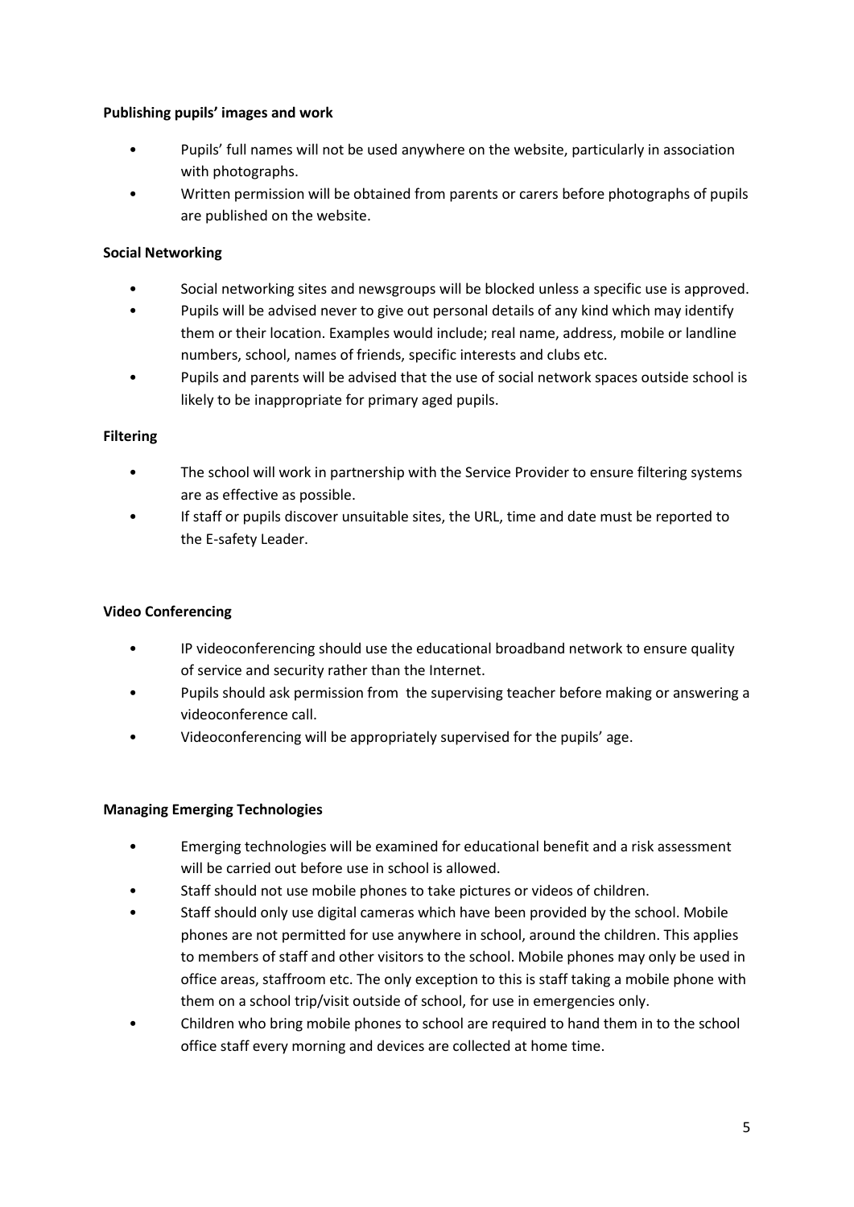**Publishing pupils' images and work**

- Pupils' full names will not be used anywhere on the website, particularly in association with photographs.
- Written permission will be obtained from parents or carers before photographs of pupils are published on the website.

**Social Networking**

- Social networking sites and newsgroups will be blocked unless a specific use is approved.
- Pupils will be advised never to give out personal details of any kind which may identify them or their location. Examples would include; real name, address, mobile or landline numbers, school, names of friends, specific interests and clubs etc.
- Pupils and parents will be advised that the use of social network spaces outside school is likely to be inappropriate for primary aged pupils.

**Filtering**

- The school will work in partnership with the Service Provider to ensure filtering systems are as effective as possible.
- If staff or pupils discover unsuitable sites, the URL, time and date must be reported to the E-safety Leader.

**Video Conferencing**

- IP videoconferencing should use the educational broadband network to ensure quality of service and security rather than the Internet.
- Pupils should ask permission from the supervising teacher before making or answering a videoconference call.
- Videoconferencing will be appropriately supervised for the pupils' age.

**Managing Emerging Technologies**

- Emerging technologies will be examined for educational benefit and a risk assessment will be carried out before use in school is allowed.
- Staff should not use mobile phones to take pictures or videos of children.
- Staff should only use digital cameras which have been provided by the school. Mobile phones are not permitted for use anywhere in school, around the children. This applies to members of staff and other visitors to the school. Mobile phones may only be used in office areas, staffroom etc. The only exception to this is staff taking a mobile phone with them on a school trip/visit outside of school, for use in emergencies only.
- Children who bring mobile phones to school are required to hand them in to the school office staff every morning and devices are collected at home time.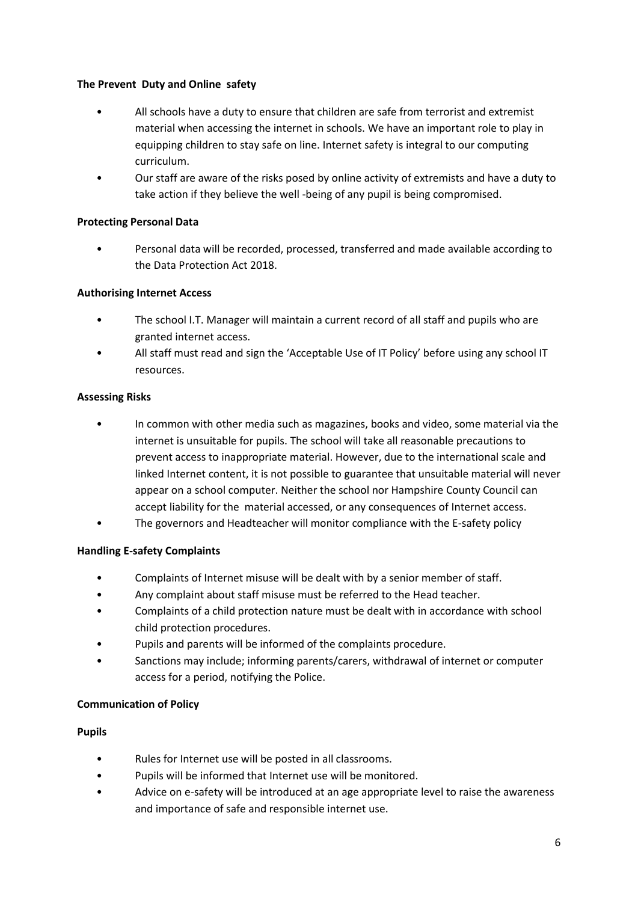**The Prevent Duty and Online safety**

- All schools have a duty to ensure that children are safe from terrorist and extremist material when accessing the internet in schools. We have an important role to play in equipping children to stay safe on line. Internet safety is integral to our computing curriculum.
- Our staff are aware of the risks posed by online activity of extremists and have a duty to take action if they believe the well -being of any pupil is being compromised.

**Protecting Personal Data**

- Personal data will be recorded, processed, transferred and made available according to the Data Protection Act 2018.

**Authorising Internet Access**

- The school I.T. Manager will maintain a current record of all staff and pupils who are granted internet access.
- All staff must read and sign the 'Acceptable Use of IT Policy' before using any school IT resources.

**Assessing Risks**

- In common with other media such as magazines, books and video, some material via the internet is unsuitable for pupils. The school will take all reasonable precautions to prevent access to inappropriate material. However, due to the international scale and linked Internet content, it is not possible to guarantee that unsuitable material will never appear on a school computer. Neither the school nor Hampshire County Council can accept liability for the material accessed, or any consequences of Internet access.
- The governors and Headteacher will monitor compliance with the E-safety policy

**Handling E-safety Complaints**

- Complaints of Internet misuse will be dealt with by a senior member of staff.
- Any complaint about staff misuse must be referred to the Head teacher.
- Complaints of a child protection nature must be dealt with in accordance with school child protection procedures.
- Pupils and parents will be informed of the complaints procedure.
- Sanctions may include; informing parents/carers, withdrawal of internet or computer access for a period, notifying the Police.

**Communication of Policy**

**Pupils**

- Rules for Internet use will be posted in all classrooms.
- Pupils will be informed that Internet use will be monitored.
- Advice on e-safety will be introduced at an age appropriate level to raise the awareness and importance of safe and responsible internet use.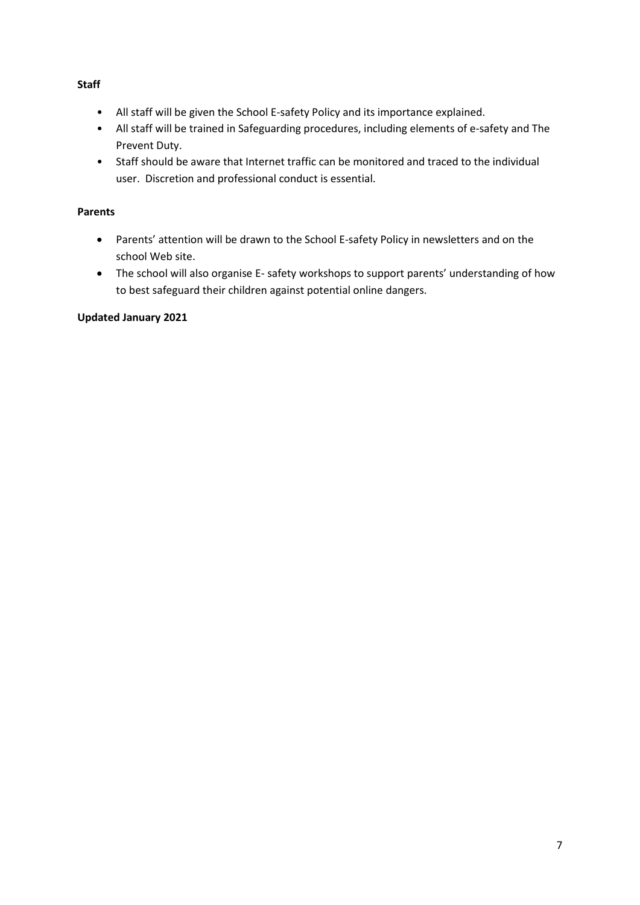**Staff**

- All staff will be given the School E-safety Policy and its importance explained.
- All staff will be trained in Safeguarding procedures, including elements of e-safety and The Prevent Duty.
- Staff should be aware that Internet traffic can be monitored and traced to the individual user. Discretion and professional conduct is essential.

**Parents**

- Parents' attention will be drawn to the School E-safety Policy in newsletters and on the school Web site.
- The school will also organise E- safety workshops to support parents' understanding of how to best safeguard their children against potential online dangers.

**Updated January 2021**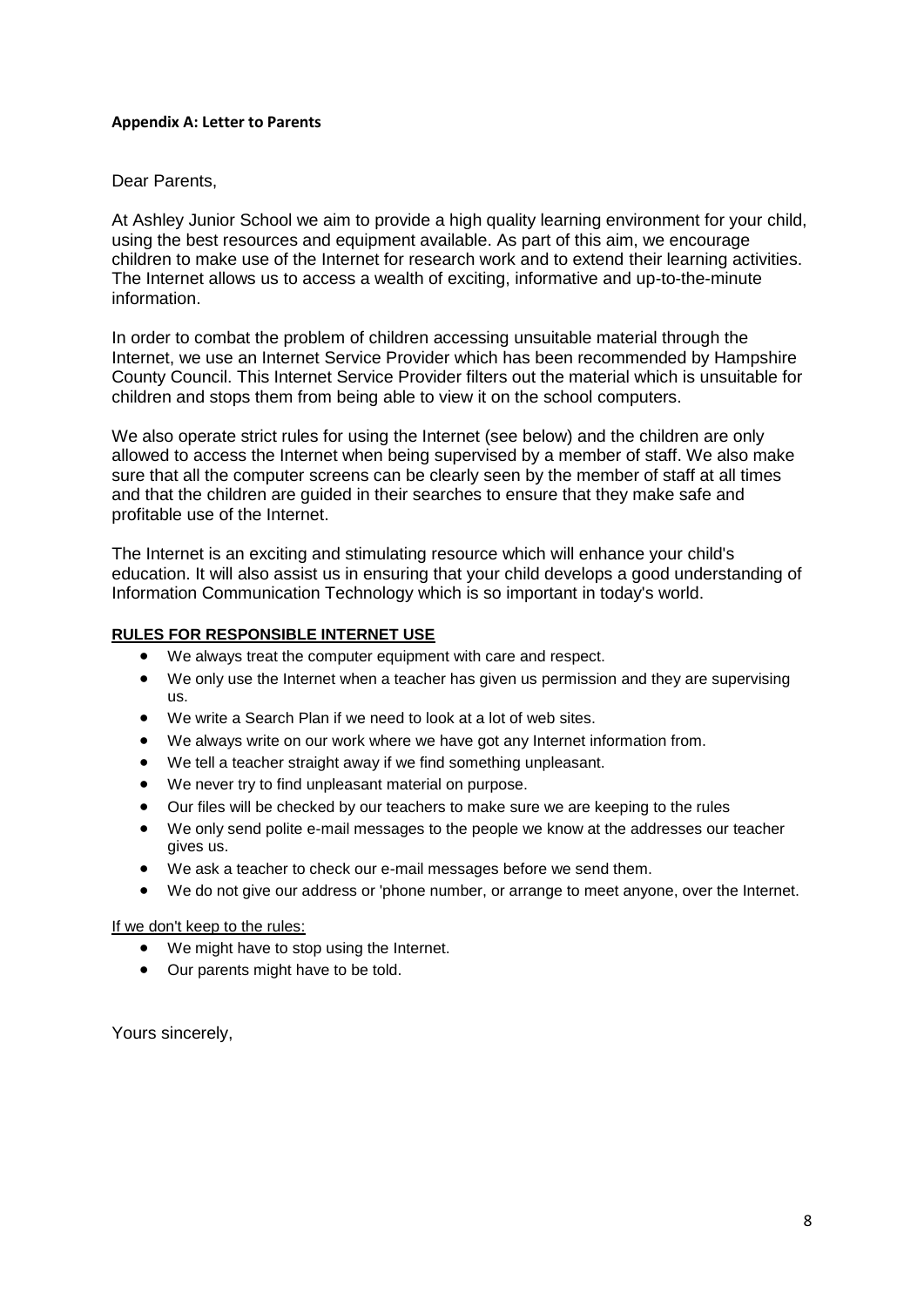#### Appendix A: Letter to Parents

Dear Parents,

At Ashley Junior School we aim to provide a high quality learning environment for your child, using the best resources and equipment available. As part of this aim, we encourage children to make use of the Internet for research work and to extend their learning activities. The Internet allows us to access a wealth of exciting, informative and up-to-the-minute information.

In order to combat the problem of children accessing unsuitable material through the Internet, we use an Internet Service Provider which has been recommended by Hampshire County Council. This Internet Service Provider filters out the material which is unsuitable for children and stops them from being able to view it on the school computers.

We also operate strict rules for using the Internet (see below) and the children are only allowed to access the Internet when being supervised by a member of staff. We also make sure that all the computer screens can be clearly seen by the member of staff at all times and that the children are guided in their searches to ensure that they make safe and profitable use of the Internet.

The Internet is an exciting and stimulating resource which will enhance your child's education. It will also assist us in ensuring that your child develops a good understanding of Information Communication Technology which is so important in today's world.

**RULES FOR RESPONSIBLE INTERNET USE**

- We always treat the computer equipment with care and respect.
- We only use the Internet when a teacher has given us permission and they are supervising us.
- We write a Search Plan if we need to look at a lot of web sites.
- We always write on our work where we have got any Internet information from.
- We tell a teacher straight away if we find something unpleasant.
- We never try to find unpleasant material on purpose.
- Our files will be checked by our teachers to make sure we are keeping to the rules
- We only send polite e-mail messages to the people we know at the addresses our teacher gives us.
- We ask a teacher to check our e-mail messages before we send them.
- We do not give our address or 'phone number, or arrange to meet anyone, over the Internet.

If we don't keep to the rules:

- We might have to stop using the Internet.
- Our parents might have to be told.

Yours sincerely,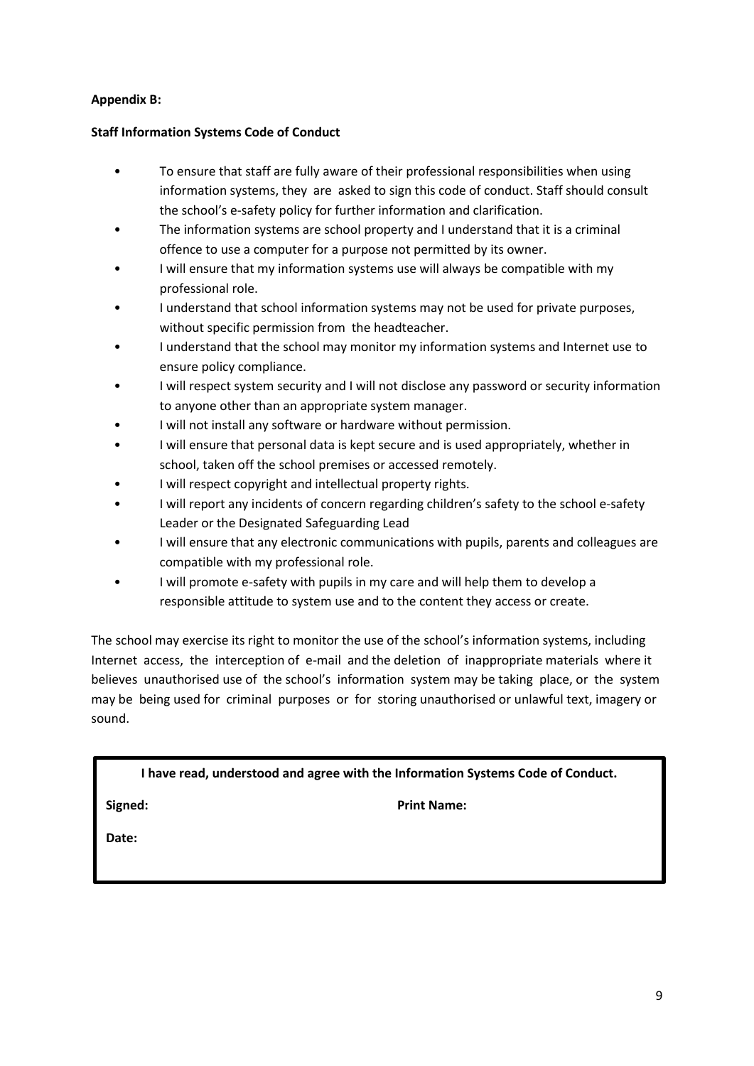**Appendix B:**

**Staff Information Systems Code of Conduct**

- To ensure that staff are fully aware of their professional responsibilities when using information systems, they are asked to sign this code of conduct. Staff should consult the school's e-safety policy for further information and clarification.
- The information systems are school property and I understand that it is a criminal offence to use a computer for a purpose not permitted by its owner.
- I will ensure that my information systems use will always be compatible with my professional role.
- I understand that school information systems may not be used for private purposes, without specific permission from the headteacher.
- I understand that the school may monitor my information systems and Internet use to ensure policy compliance.
- I will respect system security and I will not disclose any password or security information to anyone other than an appropriate system manager.
- I will not install any software or hardware without permission.
- I will ensure that personal data is kept secure and is used appropriately, whether in school, taken off the school premises or accessed remotely.
- I will respect copyright and intellectual property rights.
- I will report any incidents of concern regarding children's safety to the school e-safety Leader or the Designated Safeguarding Lead
- I will ensure that any electronic communications with pupils, parents and colleagues are compatible with my professional role.
- I will promote e-safety with pupils in my care and will help them to develop a responsible attitude to system use and to the content they access or create.

The school may exercise its right to monitor the use of the school's information systems, including Internet access, the interception of e-mail and the deletion of inappropriate materials where it believes unauthorised use of the school's information system may be taking place, or the system may be being used for criminal purposes or for storing unauthorised or unlawful text, imagery or sound.

**I have read, understood and agree with the Information Systems Code of Conduct.**

**Signed:** **Print Name:**

**Date:**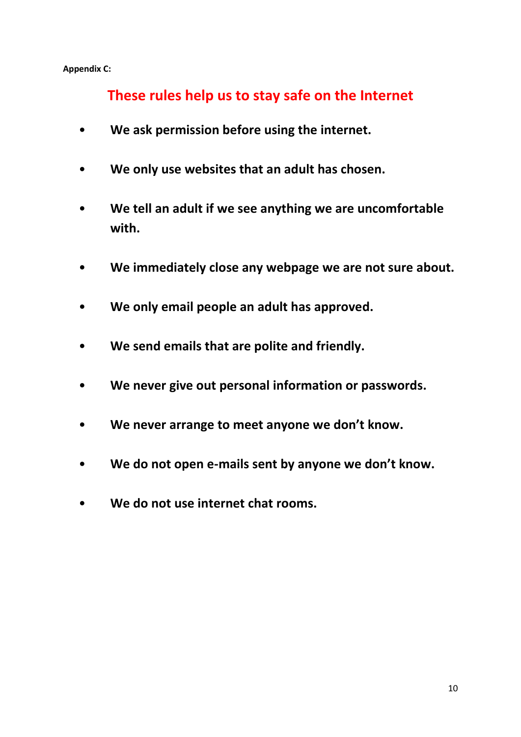**Appendix C:**

## These rules help us to stay safe on the Internet

- **We ask permission before using the internet.**
- **We only use websites that an adult has chosen.**
- **We tell an adult if we see anything we are uncomfortable with.**
- **We immediately close any webpage we are not sure about.**
- **We only email people an adult has approved.**
- **We send emails that are polite and friendly.**
- **We never give out personal information or passwords.**
- **We never arrange to meet anyone we don't know.**
- **We do not open e-mails sent by anyone we don't know.**
- **We do not use internet chat rooms.**